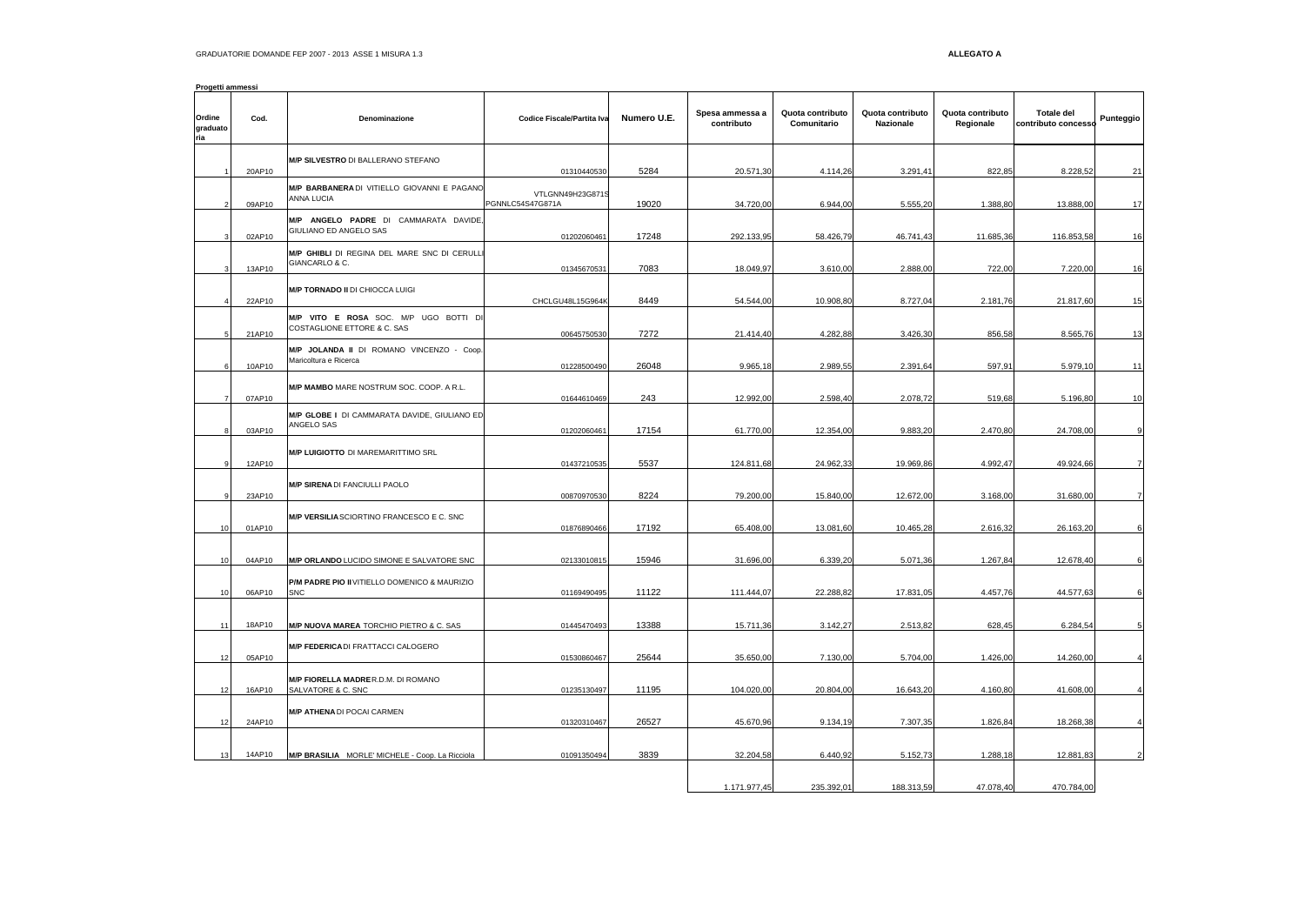GRADUATORIE DOMANDE FEP 2007 - 2013 ASSE 1 MISURA 1.3

**ALLEGATO A**

**Progetti ammessi**

| Ordine graduatoria | Cod. | Denominazione | Codice Fiscale/Partita Iva | Numero U.E. | Spesa ammessa a contributo | Quota contributo Comunitario | Quota contributo Nazionale | Quota contributo Regionale | Totale del contributo concesso | Punteggio |
|---|---|---|---|---|---|---|---|---|---|---|
| 1 | 20AP10 | **M/P SILVESTRO** DI BALLERANO STEFANO | 01310440530 | 5284 | 20.571,30 | 4.114,26 | 3.291,41 | 822,85 | 8.228,52 | 21 |
| 2 | 09AP10 | **M/P BARBANERA** DI VITIELLO GIOVANNI E PAGANO ANNA LUCIA | VTLGNN49H23G871S PGNNLC54S47G871A | 19020 | 34.720,00 | 6.944,00 | 5.555,20 | 1.388,80 | 13.888,00 | 17 |
| 3 | 02AP10 | **M/P ANGELO PADRE** DI CAMMARATA DAVIDE, GIULIANO ED ANGELO SAS | 01202060461 | 17248 | 292.133,95 | 58.426,79 | 46.741,43 | 11.685,36 | 116.853,58 | 16 |
| 3 | 13AP10 | **M/P GHIBLI** DI REGINA DEL MARE SNC DI CERULLI GIANCARLO & C. | 01345670531 | 7083 | 18.049,97 | 3.610,00 | 2.888,00 | 722,00 | 7.220,00 | 16 |
| 4 | 22AP10 | **M/P TORNADO II** DI CHIOCCA LUIGI | CHCLGU48L15G964K | 8449 | 54.544,00 | 10.908,80 | 8.727,04 | 2.181,76 | 21.817,60 | 15 |
| 5 | 21AP10 | **M/P VITO E ROSA** SOC. M/P UGO BOTTI DI COSTAGLIONE ETTORE & C. SAS | 00645750530 | 7272 | 21.414,40 | 4.282,88 | 3.426,30 | 856,58 | 8.565,76 | 13 |
| 6 | 10AP10 | **M/P JOLANDA II** DI ROMANO VINCENZO - Coop. Maricoltura e Ricerca | 01228500490 | 26048 | 9.965,18 | 2.989,55 | 2.391,64 | 597,91 | 5.979,10 | 11 |
| 7 | 07AP10 | **M/P MAMBO** MARE NOSTRUM SOC. COOP. A R.L. | 01644610469 | 243 | 12.992,00 | 2.598,40 | 2.078,72 | 519,68 | 5.196,80 | 10 |
| 8 | 03AP10 | **M/P GLOBE I** DI CAMMARATA DAVIDE, GIULIANO ED ANGELO SAS | 01202060461 | 17154 | 61.770,00 | 12.354,00 | 9.883,20 | 2.470,80 | 24.708,00 | 9 |
| 9 | 12AP10 | **M/P LUIGIOTTO** DI MAREMARITTIMO SRL | 01437210535 | 5537 | 124.811,68 | 24.962,33 | 19.969,86 | 4.992,47 | 49.924,66 | 7 |
| 9 | 23AP10 | **M/P SIRENA** DI FANCIULLI PAOLO | 00870970530 | 8224 | 79.200,00 | 15.840,00 | 12.672,00 | 3.168,00 | 31.680,00 | 7 |
| 10 | 01AP10 | **M/P VERSILIA** SCIORTINO FRANCESCO E C. SNC | 01876890466 | 17192 | 65.408,00 | 13.081,60 | 10.465,28 | 2.616,32 | 26.163,20 | 6 |
| 10 | 04AP10 | **M/P ORLANDO** LUCIDO SIMONE E SALVATORE SNC | 02133010815 | 15946 | 31.696,00 | 6.339,20 | 5.071,36 | 1.267,84 | 12.678,40 | 6 |
| 10 | 06AP10 | **P/M PADRE PIO II** VITIELLO DOMENICO & MAURIZIO SNC | 01169490495 | 11122 | 111.444,07 | 22.288,82 | 17.831,05 | 4.457,76 | 44.577,63 | 6 |
| 11 | 18AP10 | **M/P NUOVA MAREA** TORCHIO PIETRO & C. SAS | 01445470493 | 13388 | 15.711,36 | 3.142,27 | 2.513,82 | 628,45 | 6.284,54 | 5 |
| 12 | 05AP10 | **M/P FEDERICA** DI FRATTACCI CALOGERO | 01530860467 | 25644 | 35.650,00 | 7.130,00 | 5.704,00 | 1.426,00 | 14.260,00 | 4 |
| 12 | 16AP10 | **M/P FIORELLA MADRE** R.D.M. DI ROMANO SALVATORE & C. SNC | 01235130497 | 11195 | 104.020,00 | 20.804,00 | 16.643,20 | 4.160,80 | 41.608,00 | 4 |
| 12 | 24AP10 | **M/P ATHENA** DI POCAI CARMEN | 01320310467 | 26527 | 45.670,96 | 9.134,19 | 7.307,35 | 1.826,84 | 18.268,38 | 4 |
| 13 | 14AP10 | **M/P BRASILIA** MORLE' MICHELE - Coop. La Ricciola | 01091350494 | 3839 | 32.204,58 | 6.440,92 | 5.152,73 | 1.288,18 | 12.881,83 | 2 |
| | | | | | 1.171.977,45 | 235.392,01 | 188.313,59 | 47.078,40 | 470.784,00 | |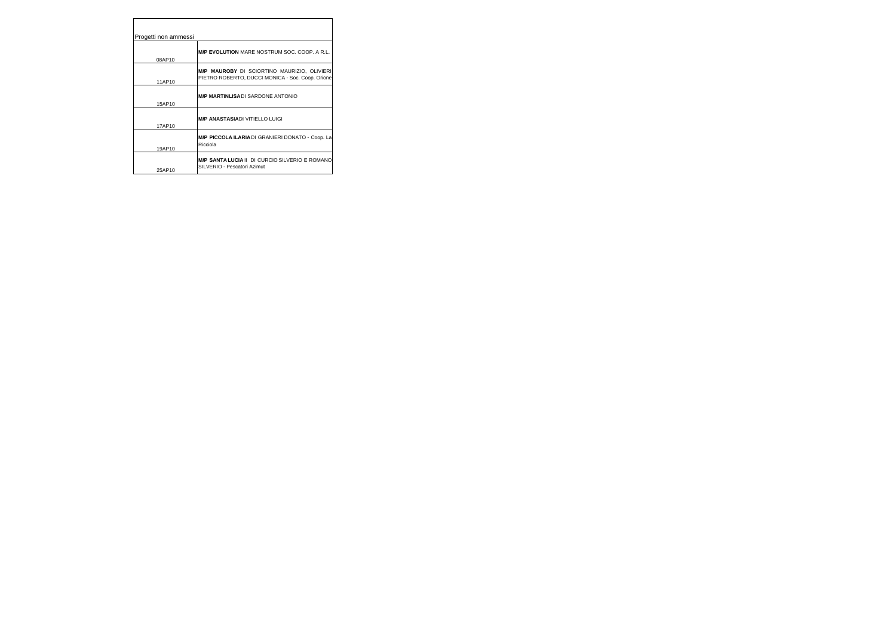| Progetti non ammessi | |
|---|---|
| 08AP10 | **M/P EVOLUTION** MARE NOSTRUM SOC. COOP. A R.L. |
| 11AP10 | **M/P MAUROBY** DI SCIORTINO MAURIZIO, OLIVIERI PIETRO ROBERTO, DUCCI MONICA - Soc. Coop. Orione |
| 15AP10 | **M/P MARTINLISA** DI SARDONE ANTONIO |
| 17AP10 | **M/P ANASTASIA** DI VITIELLO LUIGI |
| 19AP10 | **M/P PICCOLA ILARIA** DI GRANIERI DONATO - Coop. La Ricciola |
| 25AP10 | **M/P SANTA LUCIA** II DI CURCIO SILVERIO E ROMANO SILVERIO - Pescatori Azimut |